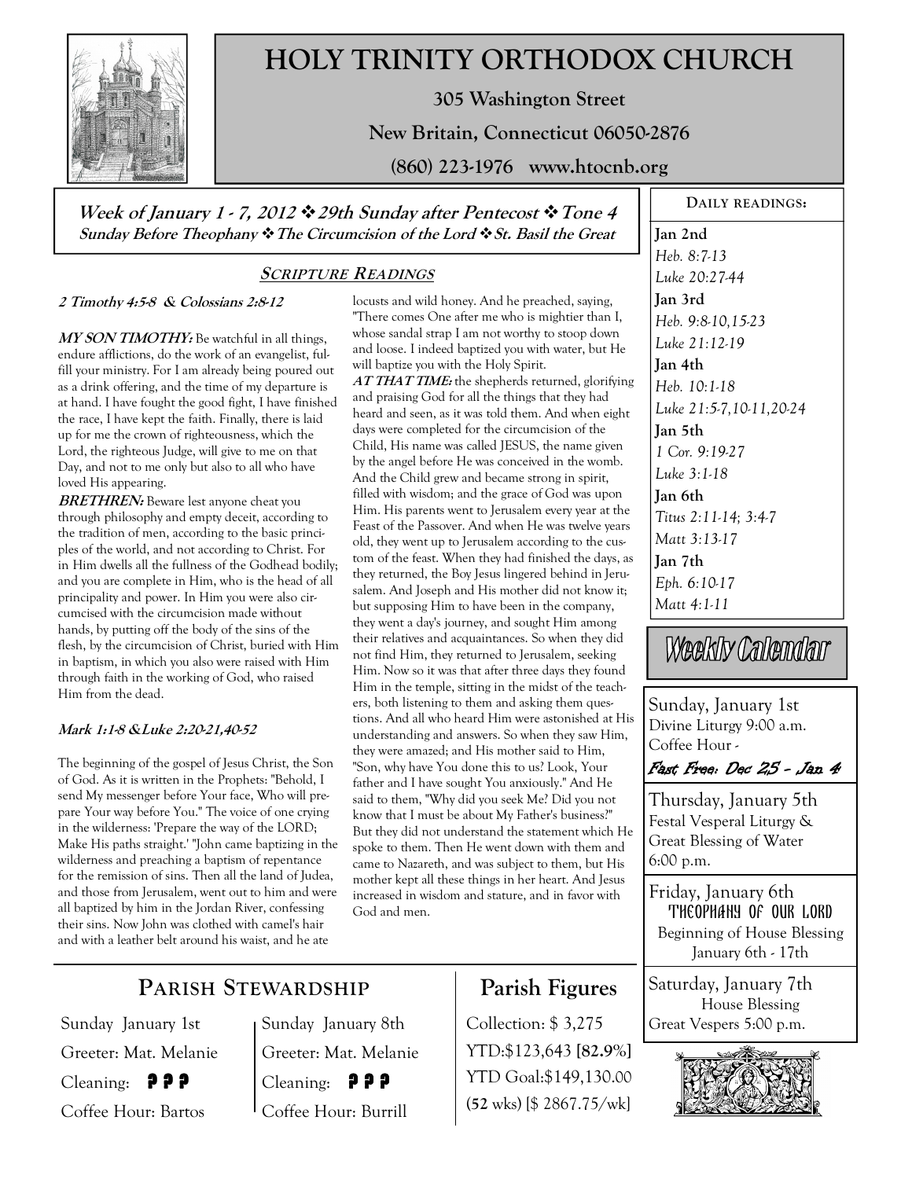# HOLY TRINITY ORTHODOX CHURCH

**305 Washington Street**

**New Britain, Connecticut 06050-2876**

**(860) 223-1976 www.htocnb.org**

***Week of January 1 - 7, 2012 ❖ 29th Sunday after Pentecost ❖ Tone 4***

***Sunday Before Theophany ❖ The Circumcision of the Lord ❖ St. Basil the Great***

## SCRIPTURE READINGS

***2 Timothy 4:5-8 & Colossians 2:8-12***

***MY SON TIMOTHY:*** Be watchful in all things, endure afflictions, do the work of an evangelist, fulfill your ministry. For I am already being poured out as a drink offering, and the time of my departure is at hand. I have fought the good fight, I have finished the race, I have kept the faith. Finally, there is laid up for me the crown of righteousness, which the Lord, the righteous Judge, will give to me on that Day, and not to me only but also to all who have loved His appearing.

***BRETHREN:*** Beware lest anyone cheat you through philosophy and empty deceit, according to the tradition of men, according to the basic principles of the world, and not according to Christ. For in Him dwells all the fullness of the Godhead bodily; and you are complete in Him, who is the head of all principality and power. In Him you were also circumcised with the circumcision made without hands, by putting off the body of the sins of the flesh, by the circumcision of Christ, buried with Him in baptism, in which you also were raised with Him through faith in the working of God, who raised Him from the dead.

***Mark 1:1-8 &Luke 2:20-21,40-52***

The beginning of the gospel of Jesus Christ, the Son of God. As it is written in the Prophets: "Behold, I send My messenger before Your face, Who will prepare Your way before You." The voice of one crying in the wilderness: 'Prepare the way of the LORD; Make His paths straight.' "John came baptizing in the wilderness and preaching a baptism of repentance for the remission of sins. Then all the land of Judea, and those from Jerusalem, went out to him and were all baptized by him in the Jordan River, confessing their sins. Now John was clothed with camel's hair and with a leather belt around his waist, and he ate locusts and wild honey. And he preached, saying, "There comes One after me who is mightier than I, whose sandal strap I am not worthy to stoop down and loose. I indeed baptized you with water, but He will baptize you with the Holy Spirit.

***AT THAT TIME:*** the shepherds returned, glorifying and praising God for all the things that they had heard and seen, as it was told them. And when eight days were completed for the circumcision of the Child, His name was called JESUS, the name given by the angel before He was conceived in the womb. And the Child grew and became strong in spirit, filled with wisdom; and the grace of God was upon Him. His parents went to Jerusalem every year at the Feast of the Passover. And when He was twelve years old, they went up to Jerusalem according to the custom of the feast. When they had finished the days, as they returned, the Boy Jesus lingered behind in Jerusalem. And Joseph and His mother did not know it; but supposing Him to have been in the company, they went a day's journey, and sought Him among their relatives and acquaintances. So when they did not find Him, they returned to Jerusalem, seeking Him. Now so it was that after three days they found Him in the temple, sitting in the midst of the teachers, both listening to them and asking them questions. And all who heard Him were astonished at His understanding and answers. So when they saw Him, they were amazed; and His mother said to Him, "Son, why have You done this to us? Look, Your father and I have sought You anxiously." And He said to them, "Why did you seek Me? Did you not know that I must be about My Father's business?" But they did not understand the statement which He spoke to them. Then He went down with them and came to Nazareth, and was subject to them, but His mother kept all these things in her heart. And Jesus increased in wisdom and stature, and in favor with God and men.

## DAILY READINGS:

**Jan 2nd**
*Heb. 8:7-13*
*Luke 20:27-44*

**Jan 3rd**
*Heb. 9:8-10,15-23*
*Luke 21:12-19*

**Jan 4th**
*Heb. 10:1-18*
*Luke 21:5-7,10-11,20-24*

**Jan 5th**
*1 Cor. 9:19-27*
*Luke 3:1-18*

**Jan 6th**
*Titus 2:11-14; 3:4-7*
*Matt 3:13-17*

**Jan 7th**
*Eph. 6:10-17*
*Matt 4:1-11*

## Weekly Calendar

**Sunday, January 1st**
Divine Liturgy 9:00 a.m.
Coffee Hour -
*Fast Free: Dec 25 - Jan 4*

**Thursday, January 5th**
Festal Vesperal Liturgy & Great Blessing of Water
6:00 p.m.

**Friday, January 6th**
THEOPHANY OF OUR LORD
Beginning of House Blessing
January 6th - 17th

**Saturday, January 7th**
House Blessing
Great Vespers 5:00 p.m.

## PARISH STEWARDSHIP

| Sunday January 1st | Sunday January 8th |
|---|---|
| Greeter: Mat. Melanie | Greeter: Mat. Melanie |
| Cleaning: ? ? ? | Cleaning: ? ? ? |
| Coffee Hour: Bartos | Coffee Hour: Burrill |

## Parish Figures

Collection: $ 3,275
YTD:$123,643 **[82.9%]**
YTD Goal:$149,130.00
(**52** wks) [$ 2867.75/wk]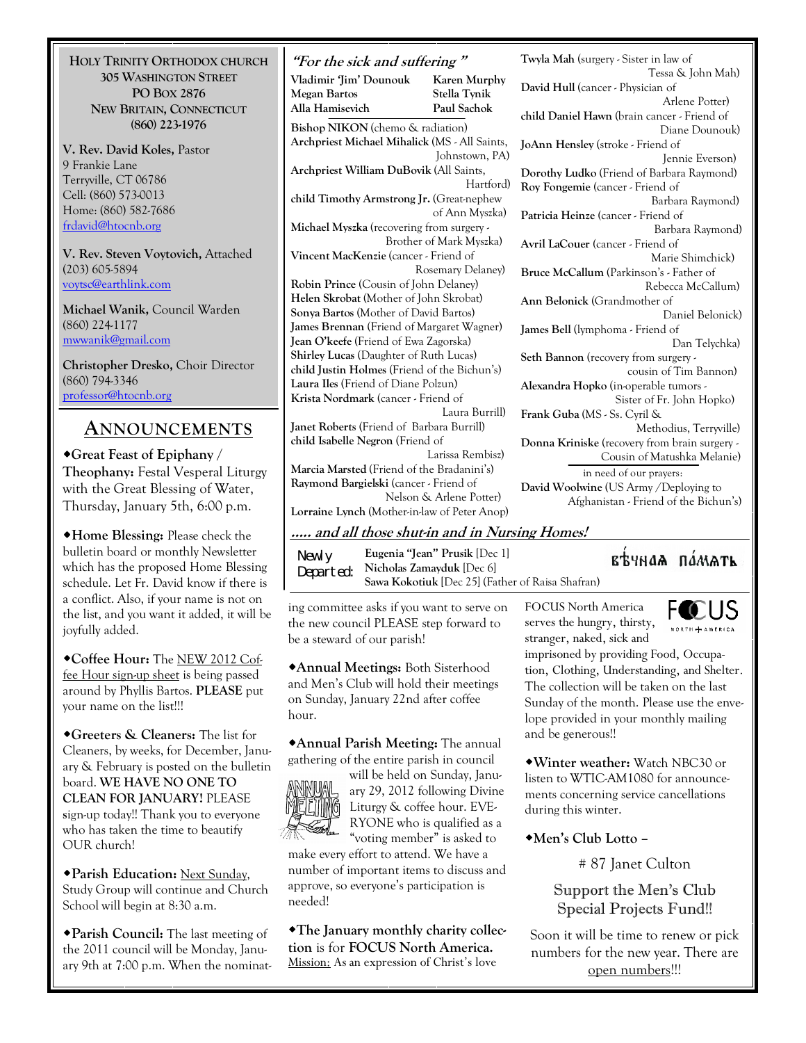**HOLY TRINITY ORTHODOX CHURCH**
**305 WASHINGTON STREET**
**PO BOX 2876**
**NEW BRITAIN, CONNECTICUT**
**(860) 223-1976**

**V. Rev. David Koles,** Pastor
9 Frankie Lane
Terryville, CT 06786
Cell: (860) 573-0013
Home: (860) 582-7686
frdavid@htocnb.org

**V. Rev. Steven Voytovich,** Attached
(203) 605-5894
voytsc@earthlink.com

**Michael Wanik,** Council Warden
(860) 224-1177
mwwanik@gmail.com

**Christopher Dresko,** Choir Director
(860) 794-3346
professor@htocnb.org

## ANNOUNCEMENTS

◆**Great Feast of Epiphany / Theophany:** Festal Vesperal Liturgy with the Great Blessing of Water, Thursday, January 5th, 6:00 p.m.

◆**Home Blessing:** Please check the bulletin board or monthly Newsletter which has the proposed Home Blessing schedule. Let Fr. David know if there is a conflict. Also, if your name is not on the list, and you want it added, it will be joyfully added.

◆**Coffee Hour:** The NEW 2012 Coffee Hour sign-up sheet is being passed around by Phyllis Bartos. **PLEASE** put your name on the list!!!

◆**Greeters & Cleaners:** The list for Cleaners, by weeks, for December, January & February is posted on the bulletin board. **WE HAVE NO ONE TO CLEAN FOR JANUARY!** PLEASE sign-up today!! Thank you to everyone who has taken the time to beautify OUR church!

◆**Parish Education:** Next Sunday, Study Group will continue and Church School will begin at 8:30 a.m.

◆**Parish Council:** The last meeting of the 2011 council will be Monday, January 9th at 7:00 p.m. When the nominating committee asks if you want to serve on the new council PLEASE step forward to be a steward of our parish!

◆**Annual Meetings:** Both Sisterhood and Men's Club will hold their meetings on Sunday, January 22nd after coffee hour.

◆**Annual Parish Meeting:** The annual gathering of the entire parish in council will be held on Sunday, January 29, 2012 following Divine Liturgy & coffee hour. EVERYONE who is qualified as a "voting member" is asked to make every effort to attend. We have a number of important items to discuss and approve, so everyone's participation is needed!

◆**The January monthly charity collection** is for **FOCUS North America.** Mission: As an expression of Christ's love

FOCUS North America serves the hungry, thirsty, stranger, naked, sick and imprisoned by providing Food, Occupation, Clothing, Understanding, and Shelter. The collection will be taken on the last Sunday of the month. Please use the envelope provided in your monthly mailing and be generous!!

◆**Winter weather:** Watch NBC30 or listen to WTIC-AM1080 for announcements concerning service cancellations during this winter.

◆**Men's Club Lotto –**

# 87 Janet Culton

Support the Men's Club Special Projects Fund!!

Soon it will be time to renew or pick numbers for the new year. There are open numbers!!!

## *"For the sick and suffering"*

| | |
|---|---|
| **Vladimir 'Jim' Dounouk** | **Karen Murphy** |
| **Megan Bartos** | **Stella Tynik** |
| **Alla Hamisevich** | **Paul Sachok** |

**Bishop NIKON** (chemo & radiation)
**Archpriest Michael Mihalick** (MS - All Saints, Johnstown, PA)
**Archpriest William DuBovik** (All Saints, Hartford)
**child Timothy Armstrong Jr.** (Great-nephew of Ann Myszka)
**Michael Myszka** (recovering from surgery - Brother of Mark Myszka)
**Vincent MacKenzie** (cancer - Friend of Rosemary Delaney)
**Robin Prince** (Cousin of John Delaney)
**Helen Skrobat** (Mother of John Skrobat)
**Sonya Bartos** (Mother of David Bartos)
**James Brennan** (Friend of Margaret Wagner)
**Jean O'keefe** (Friend of Ewa Zagorska)
**Shirley Lucas** (Daughter of Ruth Lucas)
**child Justin Holmes** (Friend of the Bichun's)
**Laura Iles** (Friend of Diane Polzun)
**Krista Nordmark** (cancer - Friend of Laura Burrill)
**Janet Roberts** (Friend of Barbara Burrill)
**child Isabelle Negron** (Friend of Larissa Rembisz)
**Marcia Marsted** (Friend of the Bradanini's)
**Raymond Bargielski** (cancer - Friend of Nelson & Arlene Potter)
**Lorraine Lynch** (Mother-in-law of Peter Anop)
**Twyla Mah** (surgery - Sister in law of Tessa & John Mah)
**David Hull** (cancer - Physician of Arlene Potter)
**child Daniel Hawn** (brain cancer - Friend of Diane Dounouk)
**JoAnn Hensley** (stroke - Friend of Jennie Everson)
**Dorothy Ludko** (Friend of Barbara Raymond)
**Roy Fongemie** (cancer - Friend of Barbara Raymond)
**Patricia Heinze** (cancer - Friend of Barbara Raymond)
**Avril LaCouer** (cancer - Friend of Marie Shimchick)
**Bruce McCallum** (Parkinson's - Father of Rebecca McCallum)
**Ann Belonick** (Grandmother of Daniel Belonick)
**James Bell** (lymphoma - Friend of Dan Telychka)
**Seth Bannon** (recovery from surgery - cousin of Tim Bannon)
**Alexandra Hopko** (in-operable tumors - Sister of Fr. John Hopko)
**Frank Guba** (MS - Ss. Cyril & Methodius, Terryville)
**Donna Kriniske** (recovery from brain surgery - Cousin of Matushka Melanie)

in need of our prayers:
**David Woolwine** (US Army /Deploying to Afghanistan - Friend of the Bichun's)

***..... and all those shut-in and in Nursing Homes!***

Newly Departed:
**Eugenia "Jean" Prusik** [Dec 1]
**Nicholas Zamayduk** [Dec 6]
**Sawa Kokotiuk** [Dec 25] (Father of Raisa Shafran)

Вѣчная память